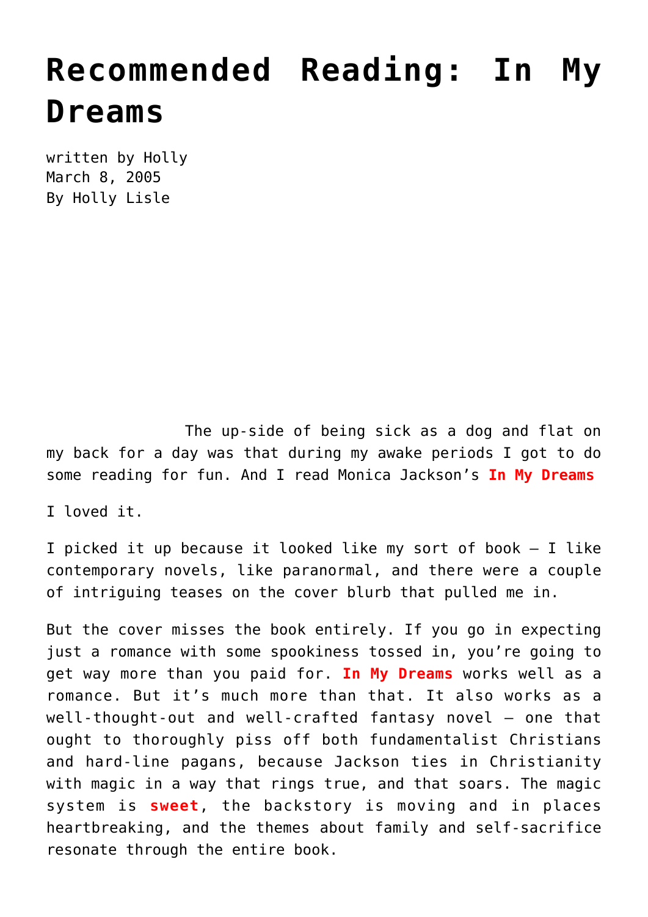# Recommended Reading: In My Dreams

written by Holly
March 8, 2005
By Holly Lisle

The up-side of being sick as a dog and flat on my back for a day was that during my awake periods I got to do some reading for fun. And I read Monica Jackson's **In My Dreams**

I loved it.

I picked it up because it looked like my sort of book — I like contemporary novels, like paranormal, and there were a couple of intriguing teases on the cover blurb that pulled me in.

But the cover misses the book entirely. If you go in expecting just a romance with some spookiness tossed in, you're going to get way more than you paid for. **In My Dreams** works well as a romance. But it's much more than that. It also works as a well-thought-out and well-crafted fantasy novel — one that ought to thoroughly piss off both fundamentalist Christians and hard-line pagans, because Jackson ties in Christianity with magic in a way that rings true, and that soars. The magic system is **sweet**, the backstory is moving and in places heartbreaking, and the themes about family and self-sacrifice resonate through the entire book.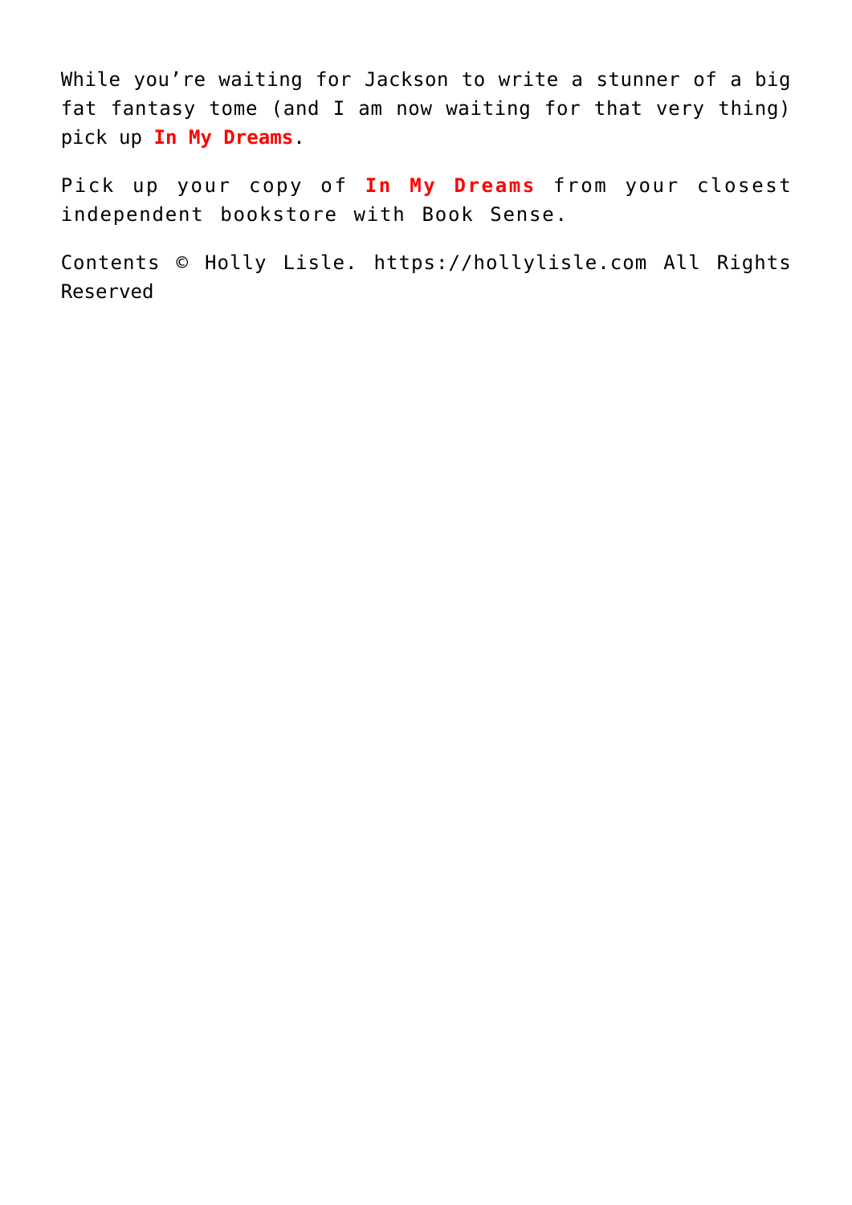While you're waiting for Jackson to write a stunner of a big fat fantasy tome (and I am now waiting for that very thing) pick up **In My Dreams**.

Pick up your copy of **In My Dreams** from your closest independent bookstore with Book Sense.

Contents © Holly Lisle. https://hollylisle.com All Rights Reserved